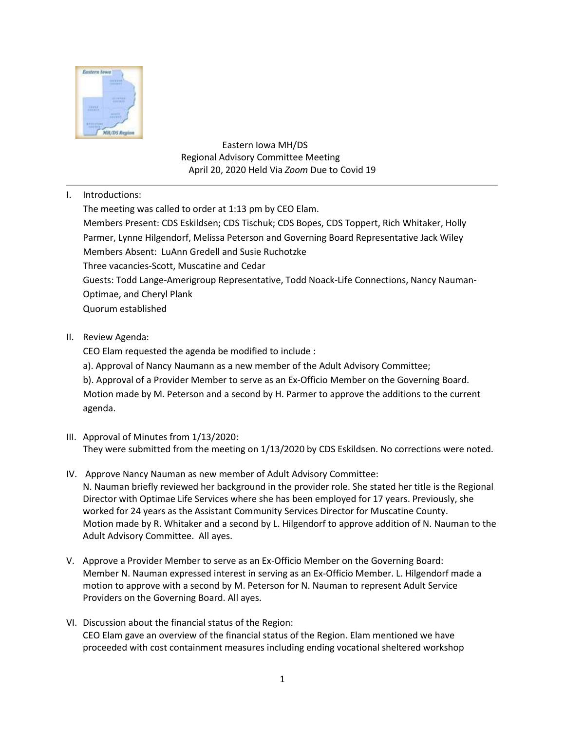Eastern Iowa MH/DS
Regional Advisory Committee Meeting
April 20, 2020 Held Via *Zoom* Due to Covid 19

---

I. Introductions:
   The meeting was called to order at 1:13 pm by CEO Elam.
   Members Present: CDS Eskildsen; CDS Tischuk; CDS Bopes, CDS Toppert, Rich Whitaker, Holly Parmer, Lynne Hilgendorf, Melissa Peterson and Governing Board Representative Jack Wiley
   Members Absent: LuAnn Gredell and Susie Ruchotzke
   Three vacancies-Scott, Muscatine and Cedar
   Guests: Todd Lange-Amerigroup Representative, Todd Noack-Life Connections, Nancy Nauman-Optimae, and Cheryl Plank
   Quorum established

II. Review Agenda:
   CEO Elam requested the agenda be modified to include :
   a). Approval of Nancy Naumann as a new member of the Adult Advisory Committee;
   b). Approval of a Provider Member to serve as an Ex-Officio Member on the Governing Board.
   Motion made by M. Peterson and a second by H. Parmer to approve the additions to the current agenda.

III. Approval of Minutes from 1/13/2020:
   They were submitted from the meeting on 1/13/2020 by CDS Eskildsen. No corrections were noted.

IV. Approve Nancy Nauman as new member of Adult Advisory Committee:
   N. Nauman briefly reviewed her background in the provider role. She stated her title is the Regional Director with Optimae Life Services where she has been employed for 17 years. Previously, she worked for 24 years as the Assistant Community Services Director for Muscatine County.
   Motion made by R. Whitaker and a second by L. Hilgendorf to approve addition of N. Nauman to the Adult Advisory Committee. All ayes.

V. Approve a Provider Member to serve as an Ex-Officio Member on the Governing Board:
   Member N. Nauman expressed interest in serving as an Ex-Officio Member. L. Hilgendorf made a motion to approve with a second by M. Peterson for N. Nauman to represent Adult Service Providers on the Governing Board. All ayes.

VI. Discussion about the financial status of the Region:
   CEO Elam gave an overview of the financial status of the Region. Elam mentioned we have proceeded with cost containment measures including ending vocational sheltered workshop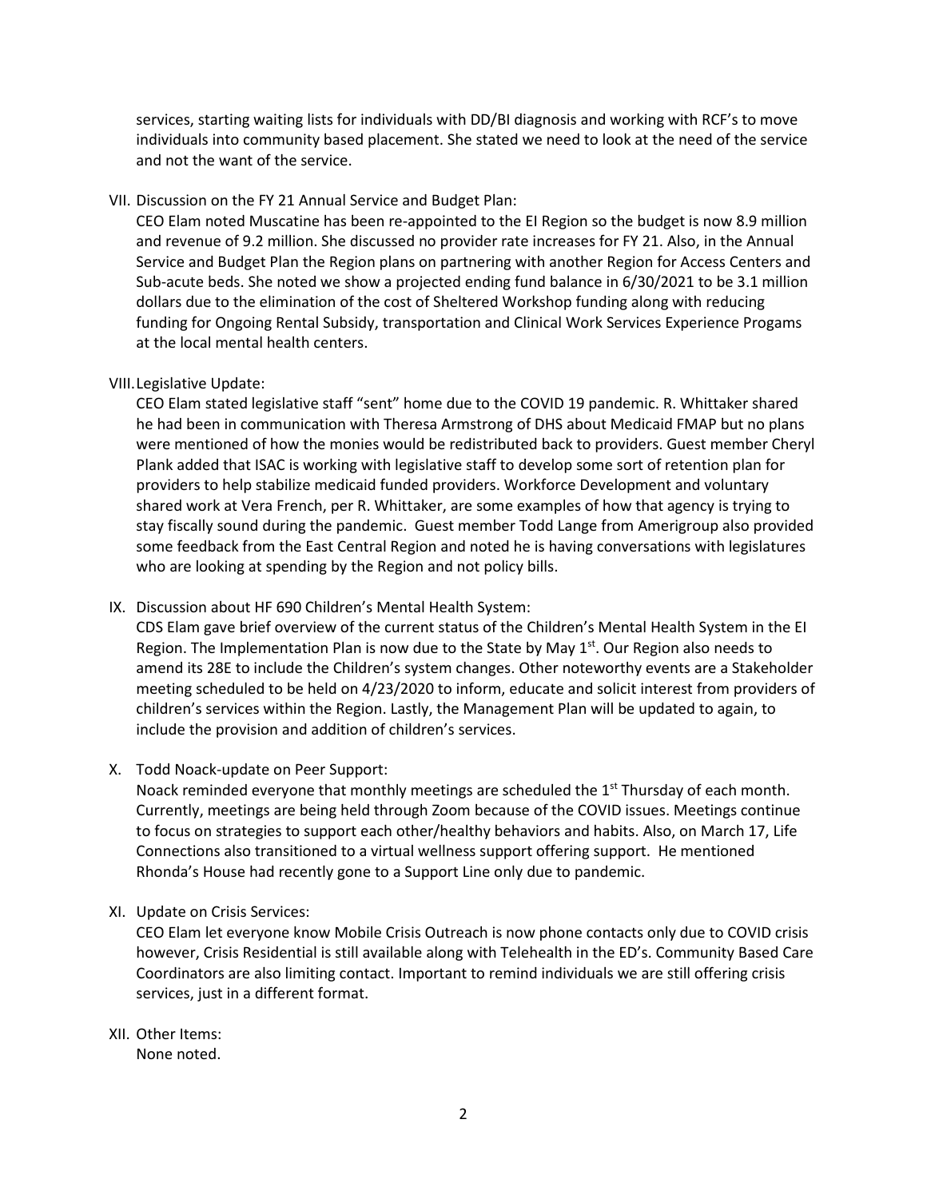services, starting waiting lists for individuals with DD/BI diagnosis and working with RCF's to move individuals into community based placement. She stated we need to look at the need of the service and not the want of the service.

VII. Discussion on the FY 21 Annual Service and Budget Plan:

CEO Elam noted Muscatine has been re-appointed to the EI Region so the budget is now 8.9 million and revenue of 9.2 million. She discussed no provider rate increases for FY 21. Also, in the Annual Service and Budget Plan the Region plans on partnering with another Region for Access Centers and Sub-acute beds. She noted we show a projected ending fund balance in 6/30/2021 to be 3.1 million dollars due to the elimination of the cost of Sheltered Workshop funding along with reducing funding for Ongoing Rental Subsidy, transportation and Clinical Work Services Experience Progams at the local mental health centers.

VIII. Legislative Update:

CEO Elam stated legislative staff "sent" home due to the COVID 19 pandemic. R. Whittaker shared he had been in communication with Theresa Armstrong of DHS about Medicaid FMAP but no plans were mentioned of how the monies would be redistributed back to providers. Guest member Cheryl Plank added that ISAC is working with legislative staff to develop some sort of retention plan for providers to help stabilize medicaid funded providers. Workforce Development and voluntary shared work at Vera French, per R. Whittaker, are some examples of how that agency is trying to stay fiscally sound during the pandemic. Guest member Todd Lange from Amerigroup also provided some feedback from the East Central Region and noted he is having conversations with legislatures who are looking at spending by the Region and not policy bills.

IX. Discussion about HF 690 Children's Mental Health System:

CDS Elam gave brief overview of the current status of the Children's Mental Health System in the EI Region. The Implementation Plan is now due to the State by May 1st. Our Region also needs to amend its 28E to include the Children's system changes. Other noteworthy events are a Stakeholder meeting scheduled to be held on 4/23/2020 to inform, educate and solicit interest from providers of children's services within the Region. Lastly, the Management Plan will be updated to again, to include the provision and addition of children's services.

X. Todd Noack-update on Peer Support:

Noack reminded everyone that monthly meetings are scheduled the 1st Thursday of each month. Currently, meetings are being held through Zoom because of the COVID issues. Meetings continue to focus on strategies to support each other/healthy behaviors and habits. Also, on March 17, Life Connections also transitioned to a virtual wellness support offering support. He mentioned Rhonda's House had recently gone to a Support Line only due to pandemic.

XI. Update on Crisis Services:

CEO Elam let everyone know Mobile Crisis Outreach is now phone contacts only due to COVID crisis however, Crisis Residential is still available along with Telehealth in the ED's. Community Based Care Coordinators are also limiting contact. Important to remind individuals we are still offering crisis services, just in a different format.

XII. Other Items:

None noted.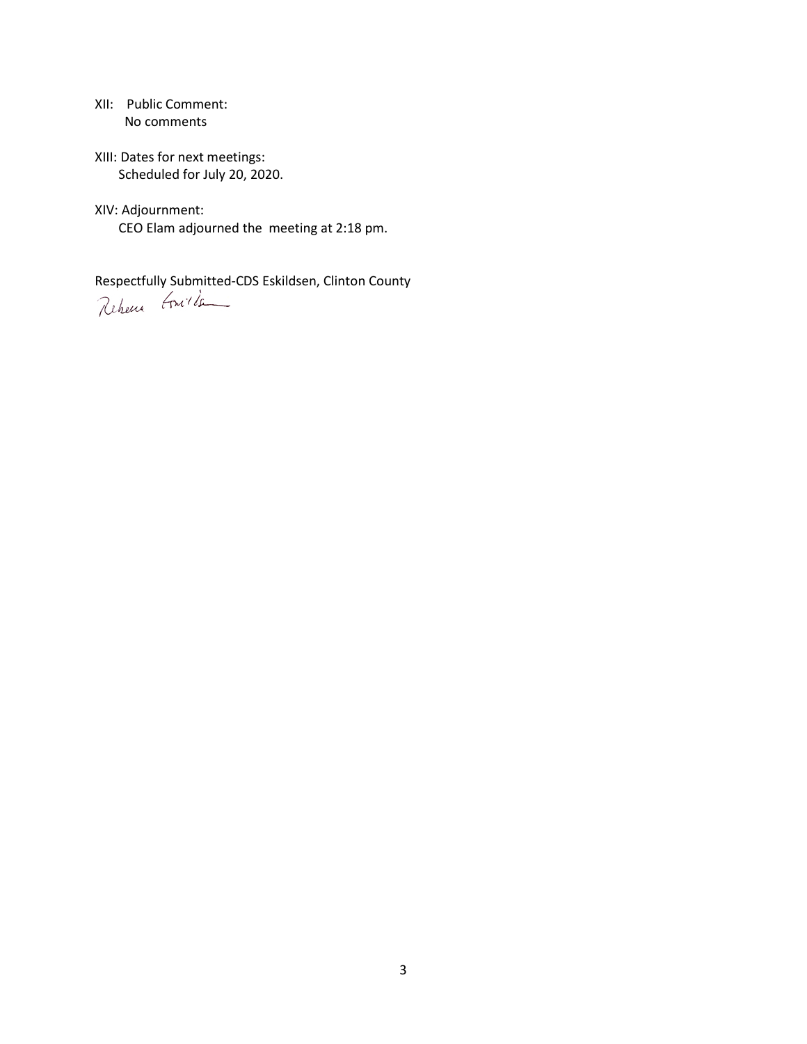XII: Public Comment:
No comments

XIII: Dates for next meetings:
Scheduled for July 20, 2020.

XIV: Adjournment:
CEO Elam adjourned the meeting at 2:18 pm.

Respectfully Submitted-CDS Eskildsen, Clinton County